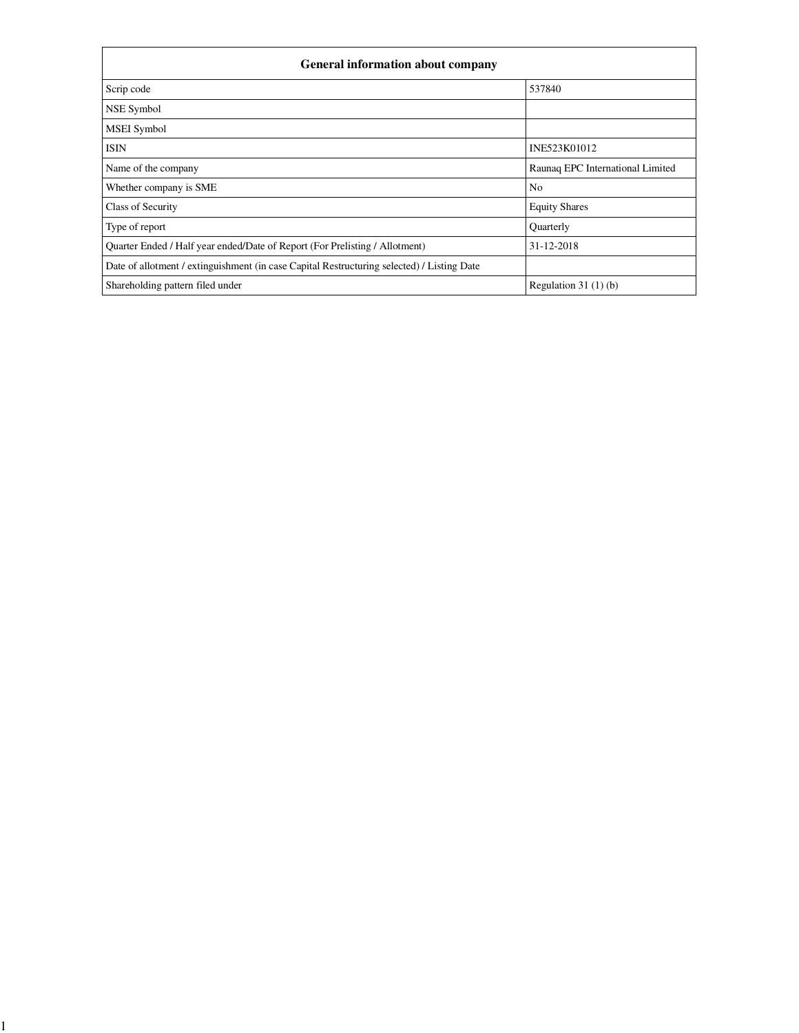| General information about company | |
|---|---|
| Scrip code | 537840 |
| NSE Symbol | |
| MSEI Symbol | |
| ISIN | INE523K01012 |
| Name of the company | Raunaq EPC International Limited |
| Whether company is SME | No |
| Class of Security | Equity Shares |
| Type of report | Quarterly |
| Quarter Ended / Half year ended/Date of Report (For Prelisting / Allotment) | 31-12-2018 |
| Date of allotment / extinguishment (in case Capital Restructuring selected) / Listing Date | |
| Shareholding pattern filed under | Regulation 31 (1) (b) |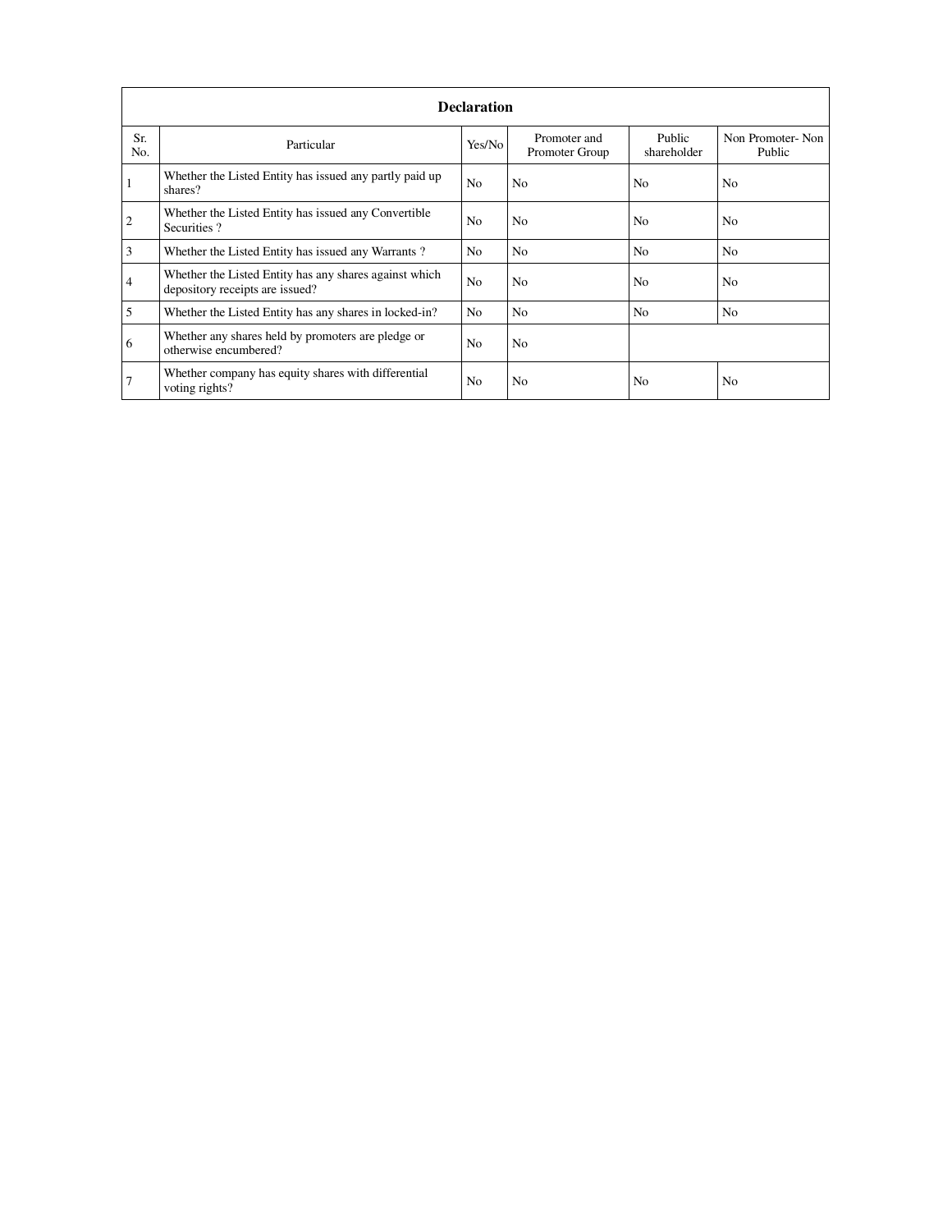| Declaration | | | | | |
|---|---|---|---|---|---|
| Sr. No. | Particular | Yes/No | Promoter and Promoter Group | Public shareholder | Non Promoter- Non Public |
| 1 | Whether the Listed Entity has issued any partly paid up shares? | No | No | No | No |
| 2 | Whether the Listed Entity has issued any Convertible Securities ? | No | No | No | No |
| 3 | Whether the Listed Entity has issued any Warrants ? | No | No | No | No |
| 4 | Whether the Listed Entity has any shares against which depository receipts are issued? | No | No | No | No |
| 5 | Whether the Listed Entity has any shares in locked-in? | No | No | No | No |
| 6 | Whether any shares held by promoters are pledge or otherwise encumbered? | No | No | | |
| 7 | Whether company has equity shares with differential voting rights? | No | No | No | No |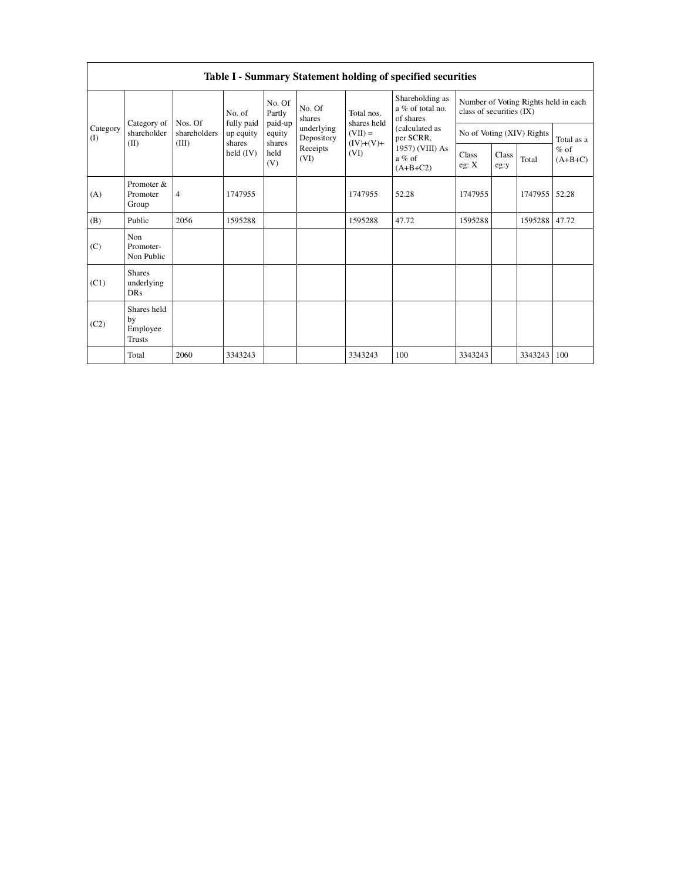| Table I - Summary Statement holding of specified securities | | | | | | | | | | | | |
|---|---|---|---|---|---|---|---|---|---|---|---|---|
| Category (I) | Category of shareholder (II) | Nos. Of shareholders (III) | No. of fully paid up equity shares held (IV) | No. Of Partly paid-up equity shares held (V) | No. Of shares underlying Depository Receipts (VI) | Total nos. shares held (VII) = (IV)+(V)+ (VI) | Shareholding as a % of total no. of shares (calculated as per SCRR, 1957) (VIII) As a % of (A+B+C2) | Number of Voting Rights held in each class of securities (IX) | | | |
| | | | | | | | | No of Voting (XIV) Rights | | | Total as a % of (A+B+C) |
| | | | | | | | | Class eg: X | Class eg:y | Total | |
| (A) | Promoter & Promoter Group | 4 | 1747955 | | | 1747955 | 52.28 | 1747955 | | 1747955 | 52.28 |
| (B) | Public | 2056 | 1595288 | | | 1595288 | 47.72 | 1595288 | | 1595288 | 47.72 |
| (C) | Non Promoter- Non Public | | | | | | | | | | |
| (C1) | Shares underlying DRs | | | | | | | | | | |
| (C2) | Shares held by Employee Trusts | | | | | | | | | | |
| | Total | 2060 | 3343243 | | | 3343243 | 100 | 3343243 | | 3343243 | 100 |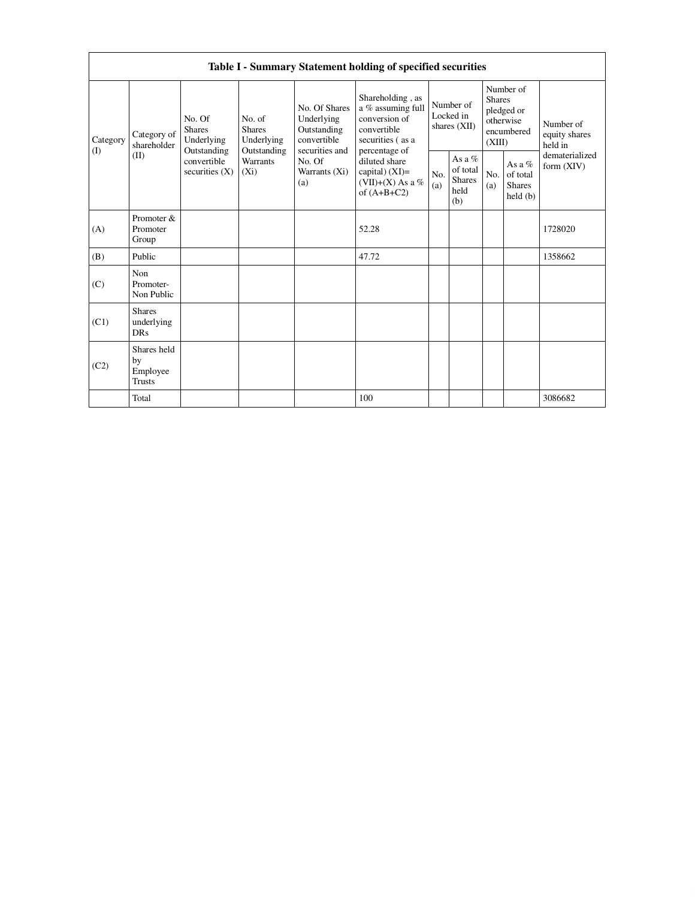| Table I - Summary Statement holding of specified securities | | | | | | | | | | |
|---|---|---|---|---|---|---|---|---|---|---|
| Category (I) | Category of shareholder (II) | No. Of Shares Underlying Outstanding convertible securities (X) | No. of Shares Underlying Outstanding Warrants (Xi) | No. Of Shares Underlying Outstanding convertible securities and No. Of Warrants (Xi) (a) | Shareholding , as a % assuming full conversion of convertible securities ( as a percentage of diluted share capital) (XI)= (VII)+(X) As a % of (A+B+C2) | Number of Locked in shares (XII) | | Number of Shares pledged or otherwise encumbered (XIII) | | Number of equity shares held in dematerialized form (XIV) |
| | | | | | | No. (a) | As a % of total Shares held (b) | No. (a) | As a % of total Shares held (b) | |
| (A) | Promoter & Promoter Group | | | | 52.28 | | | | | 1728020 |
| (B) | Public | | | | 47.72 | | | | | 1358662 |
| (C) | Non Promoter- Non Public | | | | | | | | | |
| (C1) | Shares underlying DRs | | | | | | | | | |
| (C2) | Shares held by Employee Trusts | | | | | | | | | |
| | Total | | | | 100 | | | | | 3086682 |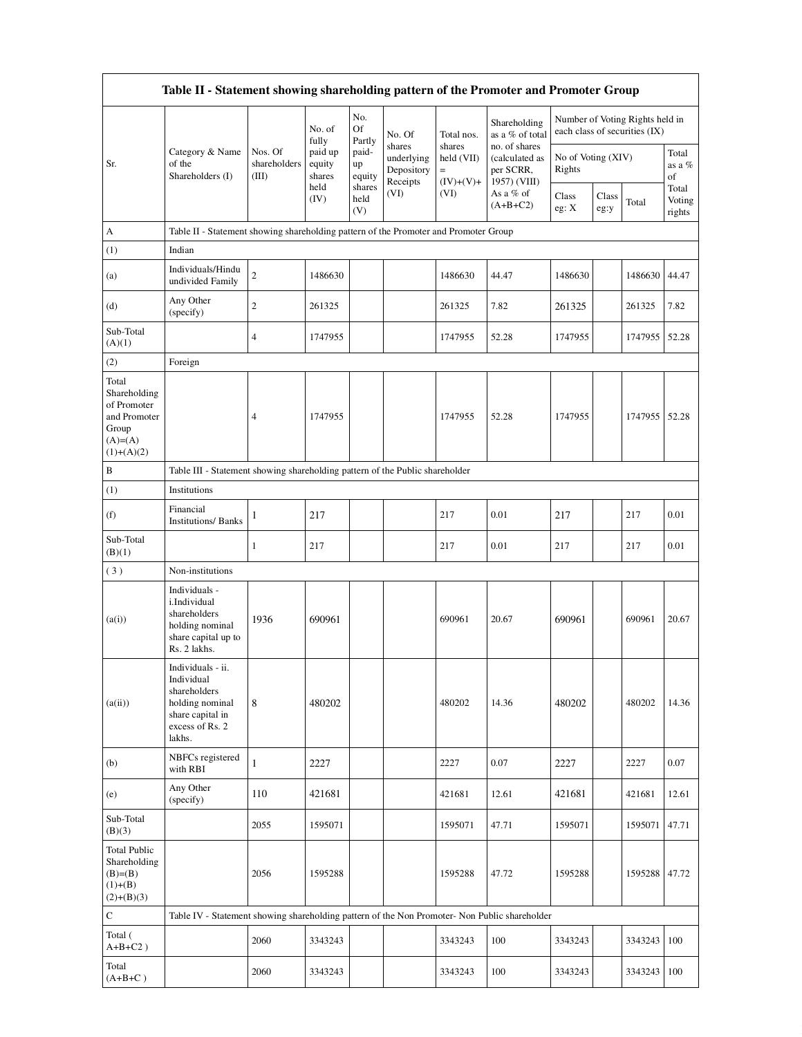| Table II - Statement showing shareholding pattern of the Promoter and Promoter Group | | | | | | | | | | | |
|---|---|---|---|---|---|---|---|---|---|---|---|
| Sr. | Category & Name of the Shareholders (I) | Nos. Of shareholders (III) | No. of fully paid up equity shares held (IV) | No. Of Partly paid-up equity shares held (V) | No. Of shares underlying Depository Receipts (VI) | Total nos. shares held (VII) = (IV)+(V)+ (VI) | Shareholding as a % of total no. of shares (calculated as per SCRR, 1957) (VIII) As a % of (A+B+C2) | Number of Voting Rights held in each class of securities (IX) | | | |
| | | | | | | | | No of Voting (XIV) Rights | | | Total as a % of Total Voting rights |
| | | | | | | | | Class eg: X | Class eg:y | Total | |
| A | Table II - Statement showing shareholding pattern of the Promoter and Promoter Group | | | | | | | | | | |
| (1) | Indian | | | | | | | | | | |
| (a) | Individuals/Hindu undivided Family | 2 | 1486630 | | | 1486630 | 44.47 | 1486630 | | 1486630 | 44.47 |
| (d) | Any Other (specify) | 2 | 261325 | | | 261325 | 7.82 | 261325 | | 261325 | 7.82 |
| Sub-Total (A)(1) | | 4 | 1747955 | | | 1747955 | 52.28 | 1747955 | | 1747955 | 52.28 |
| (2) | Foreign | | | | | | | | | | |
| Total Shareholding of Promoter and Promoter Group (A)=(A)(1)+(A)(2) | | 4 | 1747955 | | | 1747955 | 52.28 | 1747955 | | 1747955 | 52.28 |
| B | Table III - Statement showing shareholding pattern of the Public shareholder | | | | | | | | | | |
| (1) | Institutions | | | | | | | | | | |
| (f) | Financial Institutions/ Banks | 1 | 217 | | | 217 | 0.01 | 217 | | 217 | 0.01 |
| Sub-Total (B)(1) | | 1 | 217 | | | 217 | 0.01 | 217 | | 217 | 0.01 |
| ( 3 ) | Non-institutions | | | | | | | | | | |
| (a(i)) | Individuals - i.Individual shareholders holding nominal share capital up to Rs. 2 lakhs. | 1936 | 690961 | | | 690961 | 20.67 | 690961 | | 690961 | 20.67 |
| (a(ii)) | Individuals - ii. Individual shareholders holding nominal share capital in excess of Rs. 2 lakhs. | 8 | 480202 | | | 480202 | 14.36 | 480202 | | 480202 | 14.36 |
| (b) | NBFCs registered with RBI | 1 | 2227 | | | 2227 | 0.07 | 2227 | | 2227 | 0.07 |
| (e) | Any Other (specify) | 110 | 421681 | | | 421681 | 12.61 | 421681 | | 421681 | 12.61 |
| Sub-Total (B)(3) | | 2055 | 1595071 | | | 1595071 | 47.71 | 1595071 | | 1595071 | 47.71 |
| Total Public Shareholding (B)=(B)(1)+(B)(2)+(B)(3) | | 2056 | 1595288 | | | 1595288 | 47.72 | 1595288 | | 1595288 | 47.72 |
| C | Table IV - Statement showing shareholding pattern of the Non Promoter- Non Public shareholder | | | | | | | | | | |
| Total ( A+B+C2 ) | | 2060 | 3343243 | | | 3343243 | 100 | 3343243 | | 3343243 | 100 |
| Total (A+B+C ) | | 2060 | 3343243 | | | 3343243 | 100 | 3343243 | | 3343243 | 100 |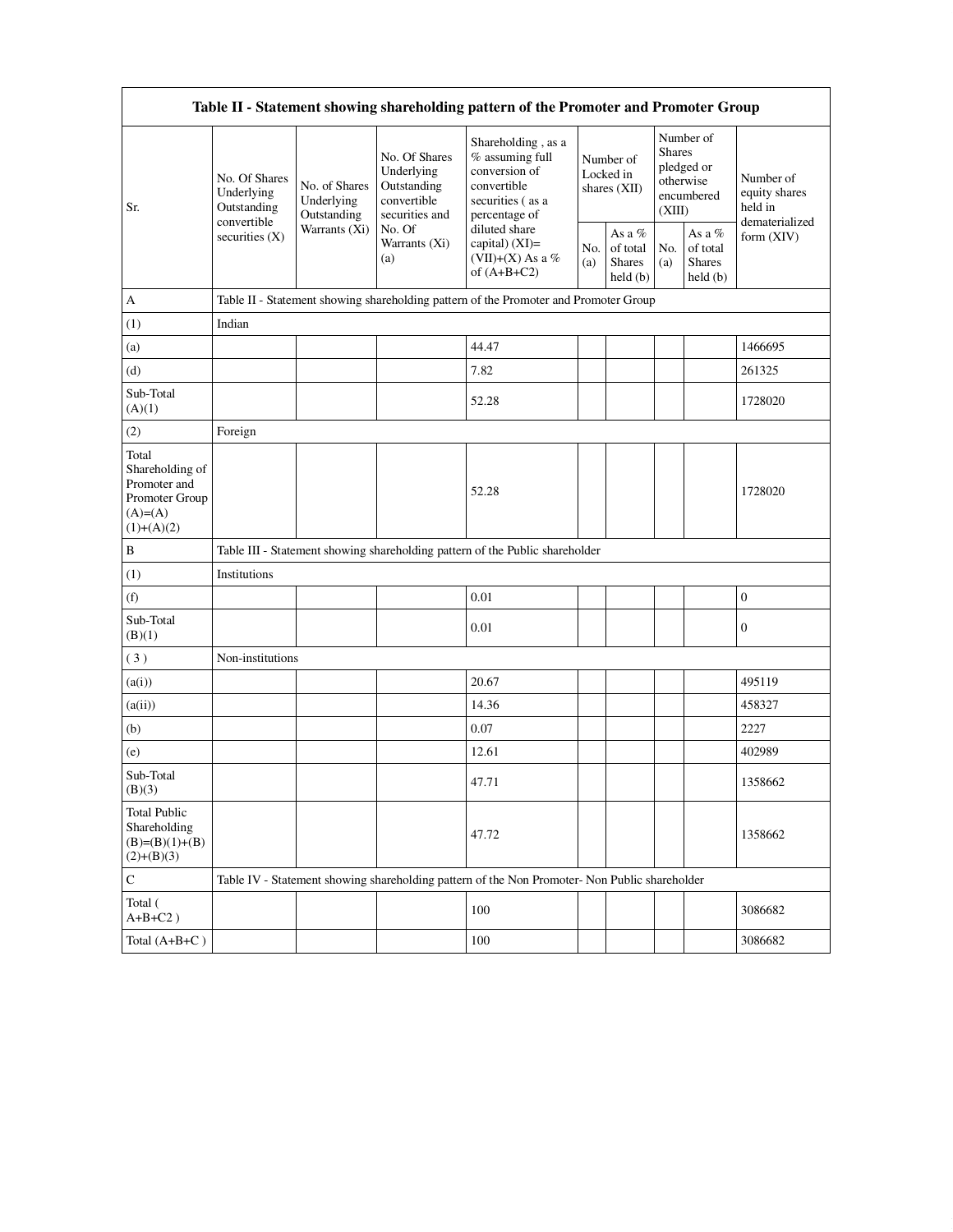| Table II - Statement showing shareholding pattern of the Promoter and Promoter Group | | | | | | | | | |
|---|---|---|---|---|---|---|---|---|---|
| Sr. | No. Of Shares Underlying Outstanding convertible securities (X) | No. of Shares Underlying Outstanding Warrants (Xi) | No. Of Shares Underlying Outstanding convertible securities and No. Of Warrants (Xi) (a) | Shareholding , as a % assuming full conversion of convertible securities ( as a percentage of diluted share capital) (XI)= (VII)+(X) As a % of (A+B+C2) | Number of Locked in shares (XII) | | Number of Shares pledged or otherwise encumbered (XIII) | | Number of equity shares held in dematerialized form (XIV) |
| | | | | | No. (a) | As a % of total Shares held (b) | No. (a) | As a % of total Shares held (b) | |
| A | Table II - Statement showing shareholding pattern of the Promoter and Promoter Group | | | | | | | | |
| (1) | Indian | | | | | | | | |
| (a) | | | | 44.47 | | | | | 1466695 |
| (d) | | | | 7.82 | | | | | 261325 |
| Sub-Total (A)(1) | | | | 52.28 | | | | | 1728020 |
| (2) | Foreign | | | | | | | | |
| Total Shareholding of Promoter and Promoter Group (A)=(A)(1)+(A)(2) | | | | 52.28 | | | | | 1728020 |
| B | Table III - Statement showing shareholding pattern of the Public shareholder | | | | | | | | |
| (1) | Institutions | | | | | | | | |
| (f) | | | | 0.01 | | | | | 0 |
| Sub-Total (B)(1) | | | | 0.01 | | | | | 0 |
| ( 3 ) | Non-institutions | | | | | | | | |
| (a(i)) | | | | 20.67 | | | | | 495119 |
| (a(ii)) | | | | 14.36 | | | | | 458327 |
| (b) | | | | 0.07 | | | | | 2227 |
| (e) | | | | 12.61 | | | | | 402989 |
| Sub-Total (B)(3) | | | | 47.71 | | | | | 1358662 |
| Total Public Shareholding (B)=(B)(1)+(B)(2)+(B)(3) | | | | 47.72 | | | | | 1358662 |
| C | Table IV - Statement showing shareholding pattern of the Non Promoter- Non Public shareholder | | | | | | | | |
| Total ( A+B+C2 ) | | | | 100 | | | | | 3086682 |
| Total (A+B+C ) | | | | 100 | | | | | 3086682 |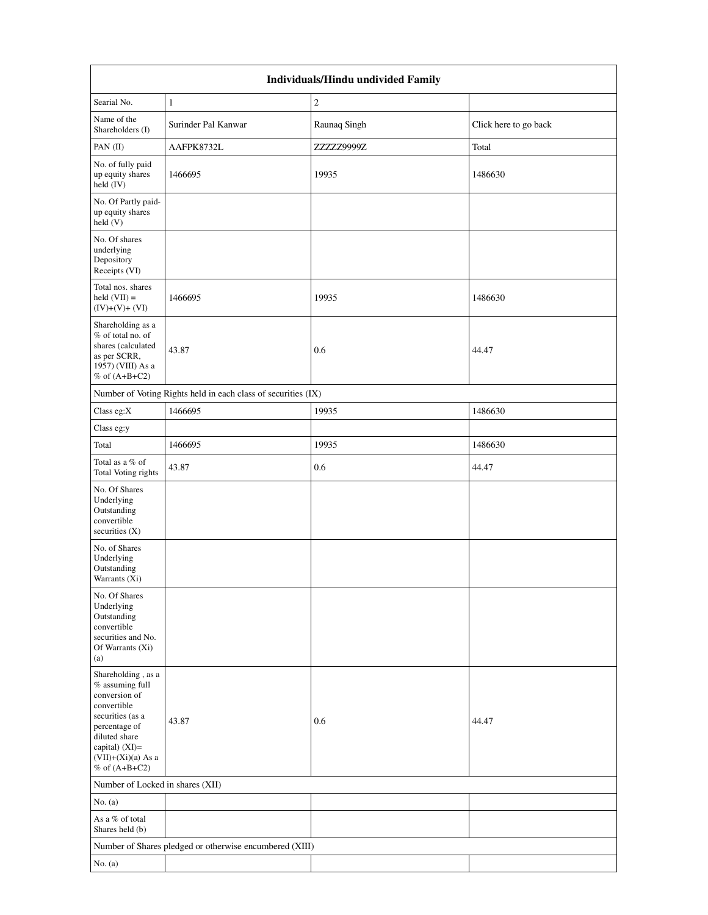| Individuals/Hindu undivided Family | | | |
|---|---|---|---|
| Searial No. | 1 | 2 | |
| Name of the Shareholders (I) | Surinder Pal Kanwar | Raunaq Singh | Click here to go back |
| PAN (II) | AAFPK8732L | ZZZZZ9999Z | Total |
| No. of fully paid up equity shares held (IV) | 1466695 | 19935 | 1486630 |
| No. Of Partly paid-up equity shares held (V) | | | |
| No. Of shares underlying Depository Receipts (VI) | | | |
| Total nos. shares held (VII) = (IV)+(V)+ (VI) | 1466695 | 19935 | 1486630 |
| Shareholding as a % of total no. of shares (calculated as per SCRR, 1957) (VIII) As a % of (A+B+C2) | 43.87 | 0.6 | 44.47 |
| Number of Voting Rights held in each class of securities (IX) | | | |
| Class eg:X | 1466695 | 19935 | 1486630 |
| Class eg:y | | | |
| Total | 1466695 | 19935 | 1486630 |
| Total as a % of Total Voting rights | 43.87 | 0.6 | 44.47 |
| No. Of Shares Underlying Outstanding convertible securities (X) | | | |
| No. of Shares Underlying Outstanding Warrants (Xi) | | | |
| No. Of Shares Underlying Outstanding convertible securities and No. Of Warrants (Xi) (a) | | | |
| Shareholding , as a % assuming full conversion of convertible securities (as a percentage of diluted share capital) (XI)= (VII)+(Xi)(a) As a % of (A+B+C2) | 43.87 | 0.6 | 44.47 |
| Number of Locked in shares (XII) | | | |
| No. (a) | | | |
| As a % of total Shares held (b) | | | |
| Number of Shares pledged or otherwise encumbered (XIII) | | | |
| No. (a) | | | |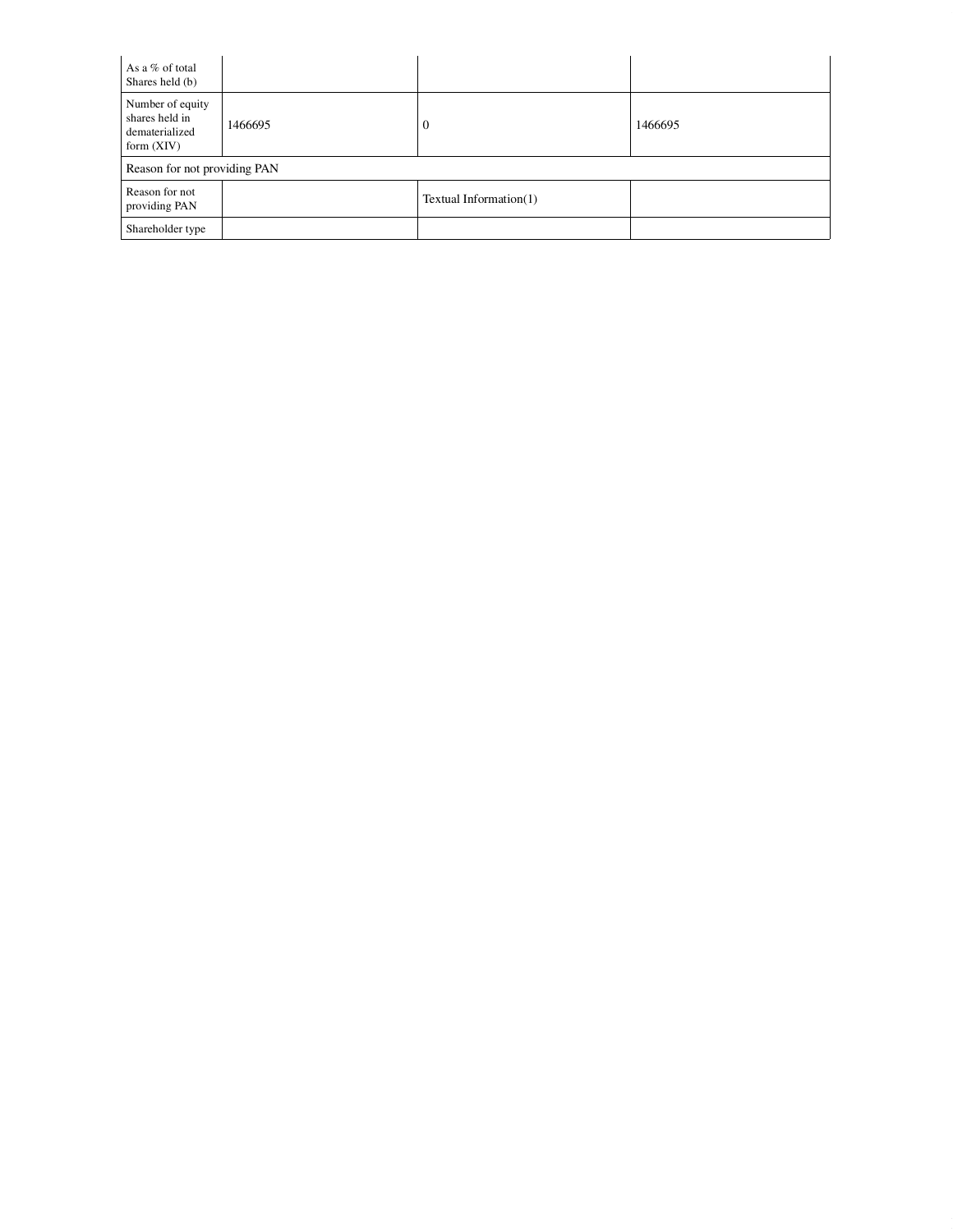| | | | |
|---|---|---|---|
| As a % of total Shares held (b) | | | |
| Number of equity shares held in dematerialized form (XIV) | 1466695 | 0 | 1466695 |
| Reason for not providing PAN | | | |
| Reason for not providing PAN | | Textual Information(1) | |
| Shareholder type | | | |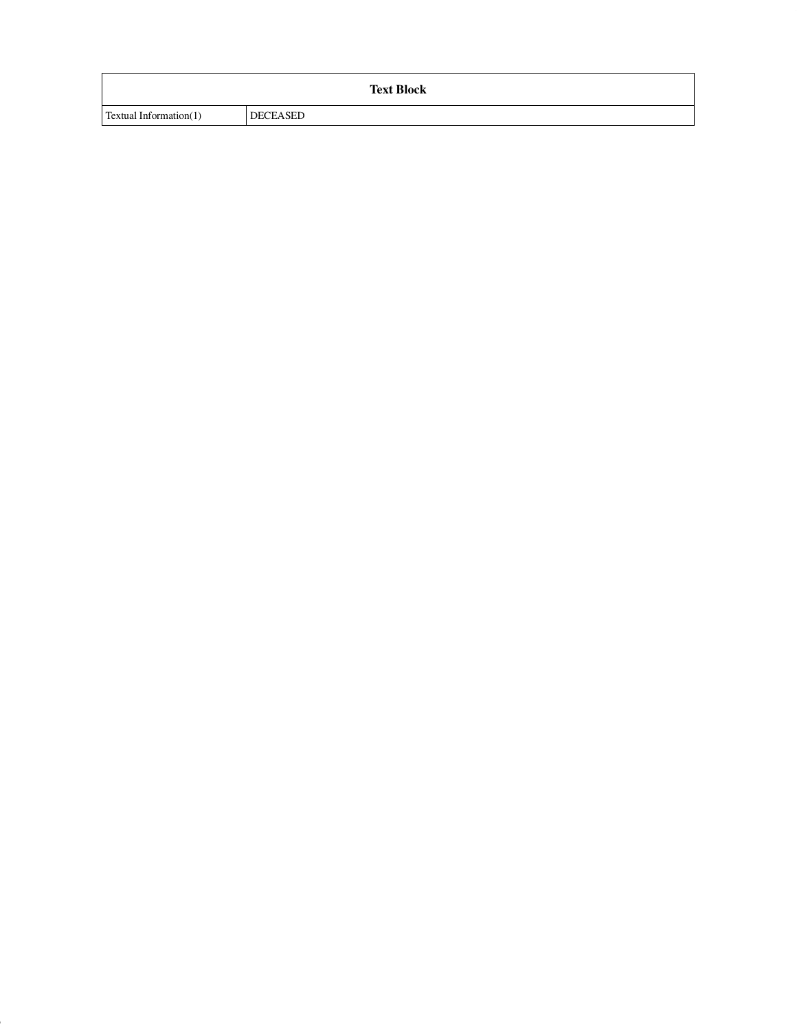| Text Block | |
|---|---|
| Textual Information(1) | DECEASED |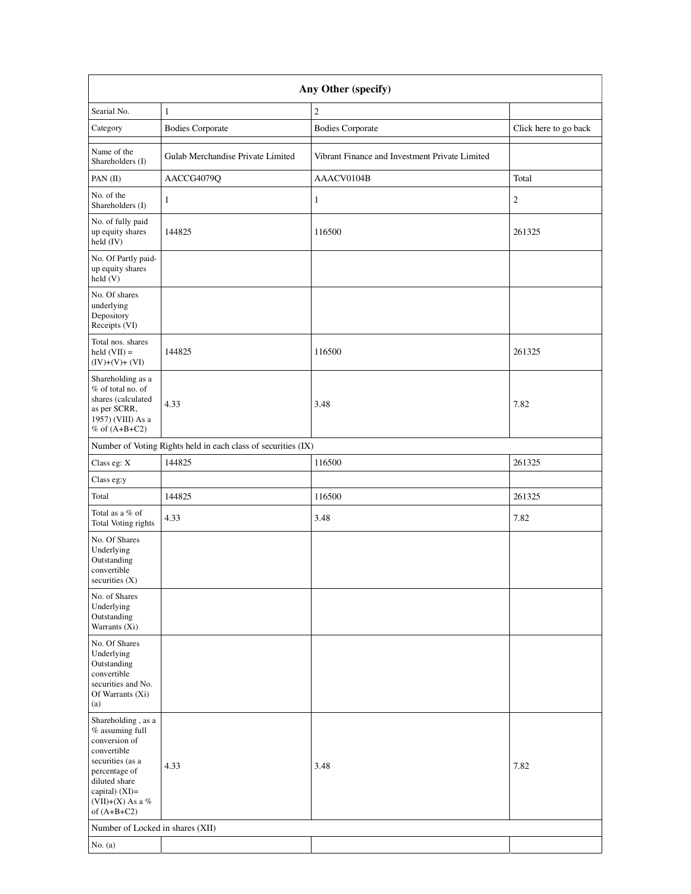| Any Other (specify) | | | |
|---|---|---|---|
| Searial No. | 1 | 2 | |
| Category | Bodies Corporate | Bodies Corporate | Click here to go back |
| Name of the Shareholders (I) | Gulab Merchandise Private Limited | Vibrant Finance and Investment Private Limited | |
| PAN (II) | AACCG4079Q | AAACV0104B | Total |
| No. of the Shareholders (I) | 1 | 1 | 2 |
| No. of fully paid up equity shares held (IV) | 144825 | 116500 | 261325 |
| No. Of Partly paid-up equity shares held (V) | | | |
| No. Of shares underlying Depository Receipts (VI) | | | |
| Total nos. shares held (VII) = (IV)+(V)+ (VI) | 144825 | 116500 | 261325 |
| Shareholding as a % of total no. of shares (calculated as per SCRR, 1957) (VIII) As a % of (A+B+C2) | 4.33 | 3.48 | 7.82 |
| Number of Voting Rights held in each class of securities (IX) | | | |
| Class eg: X | 144825 | 116500 | 261325 |
| Class eg:y | | | |
| Total | 144825 | 116500 | 261325 |
| Total as a % of Total Voting rights | 4.33 | 3.48 | 7.82 |
| No. Of Shares Underlying Outstanding convertible securities (X) | | | |
| No. of Shares Underlying Outstanding Warrants (Xi) | | | |
| No. Of Shares Underlying Outstanding convertible securities and No. Of Warrants (Xi) (a) | | | |
| Shareholding , as a % assuming full conversion of convertible securities (as a percentage of diluted share capital) (XI)= (VII)+(X) As a % of (A+B+C2) | 4.33 | 3.48 | 7.82 |
| Number of Locked in shares (XII) | | | |
| No. (a) | | | |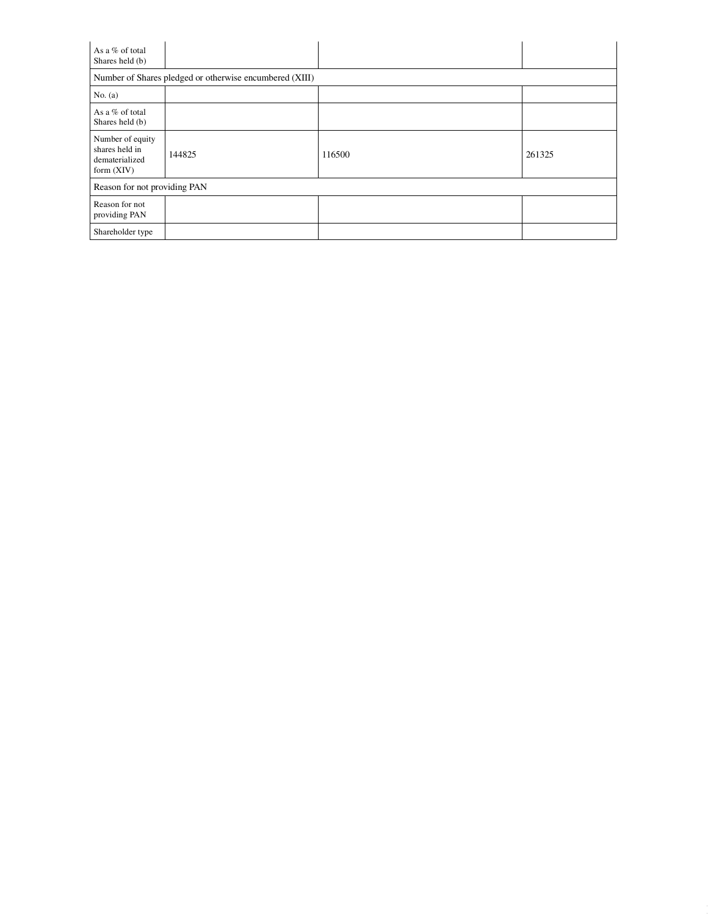| | | | |
|---|---|---|---|
| As a % of total Shares held (b) | | | |
| Number of Shares pledged or otherwise encumbered (XIII) | | | |
| No. (a) | | | |
| As a % of total Shares held (b) | | | |
| Number of equity shares held in dematerialized form (XIV) | 144825 | 116500 | 261325 |
| Reason for not providing PAN | | | |
| Reason for not providing PAN | | | |
| Shareholder type | | | |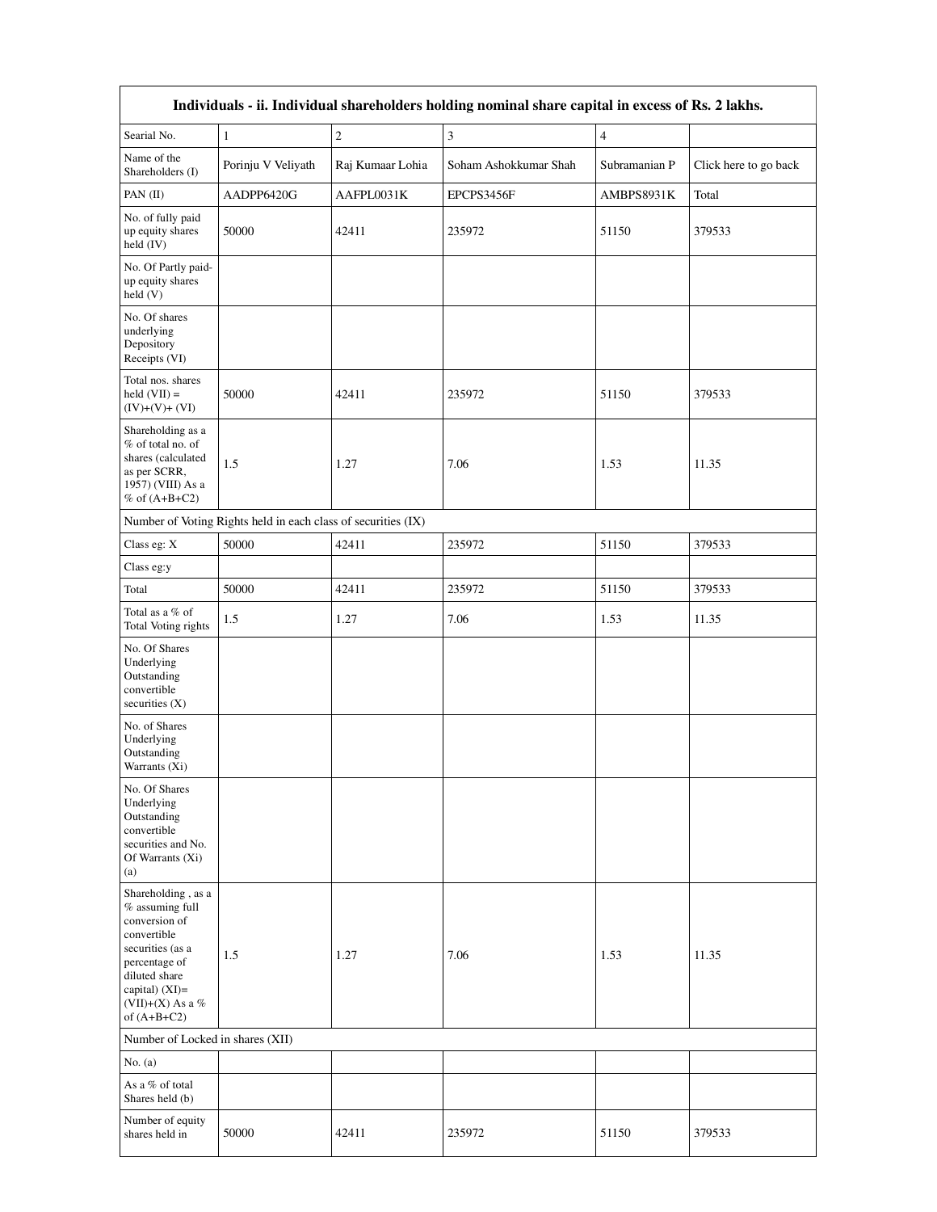| Individuals - ii. Individual shareholders holding nominal share capital in excess of Rs. 2 lakhs. | | | | | |
|---|---|---|---|---|---|
| Searial No. | 1 | 2 | 3 | 4 | |
| Name of the Shareholders (I) | Porinju V Veliyath | Raj Kumaar Lohia | Soham Ashokkumar Shah | Subramanian P | Click here to go back |
| PAN (II) | AADPP6420G | AAFPL0031K | EPCPS3456F | AMBPS8931K | Total |
| No. of fully paid up equity shares held (IV) | 50000 | 42411 | 235972 | 51150 | 379533 |
| No. Of Partly paid-up equity shares held (V) | | | | | |
| No. Of shares underlying Depository Receipts (VI) | | | | | |
| Total nos. shares held (VII) = (IV)+(V)+ (VI) | 50000 | 42411 | 235972 | 51150 | 379533 |
| Shareholding as a % of total no. of shares (calculated as per SCRR, 1957) (VIII) As a % of (A+B+C2) | 1.5 | 1.27 | 7.06 | 1.53 | 11.35 |
| Number of Voting Rights held in each class of securities (IX) | | | | | |
| Class eg: X | 50000 | 42411 | 235972 | 51150 | 379533 |
| Class eg:y | | | | | |
| Total | 50000 | 42411 | 235972 | 51150 | 379533 |
| Total as a % of Total Voting rights | 1.5 | 1.27 | 7.06 | 1.53 | 11.35 |
| No. Of Shares Underlying Outstanding convertible securities (X) | | | | | |
| No. of Shares Underlying Outstanding Warrants (Xi) | | | | | |
| No. Of Shares Underlying Outstanding convertible securities and No. Of Warrants (Xi) (a) | | | | | |
| Shareholding , as a % assuming full conversion of convertible securities (as a percentage of diluted share capital) (XI)= (VII)+(X) As a % of (A+B+C2) | 1.5 | 1.27 | 7.06 | 1.53 | 11.35 |
| Number of Locked in shares (XII) | | | | | |
| No. (a) | | | | | |
| As a % of total Shares held (b) | | | | | |
| Number of equity shares held in | 50000 | 42411 | 235972 | 51150 | 379533 |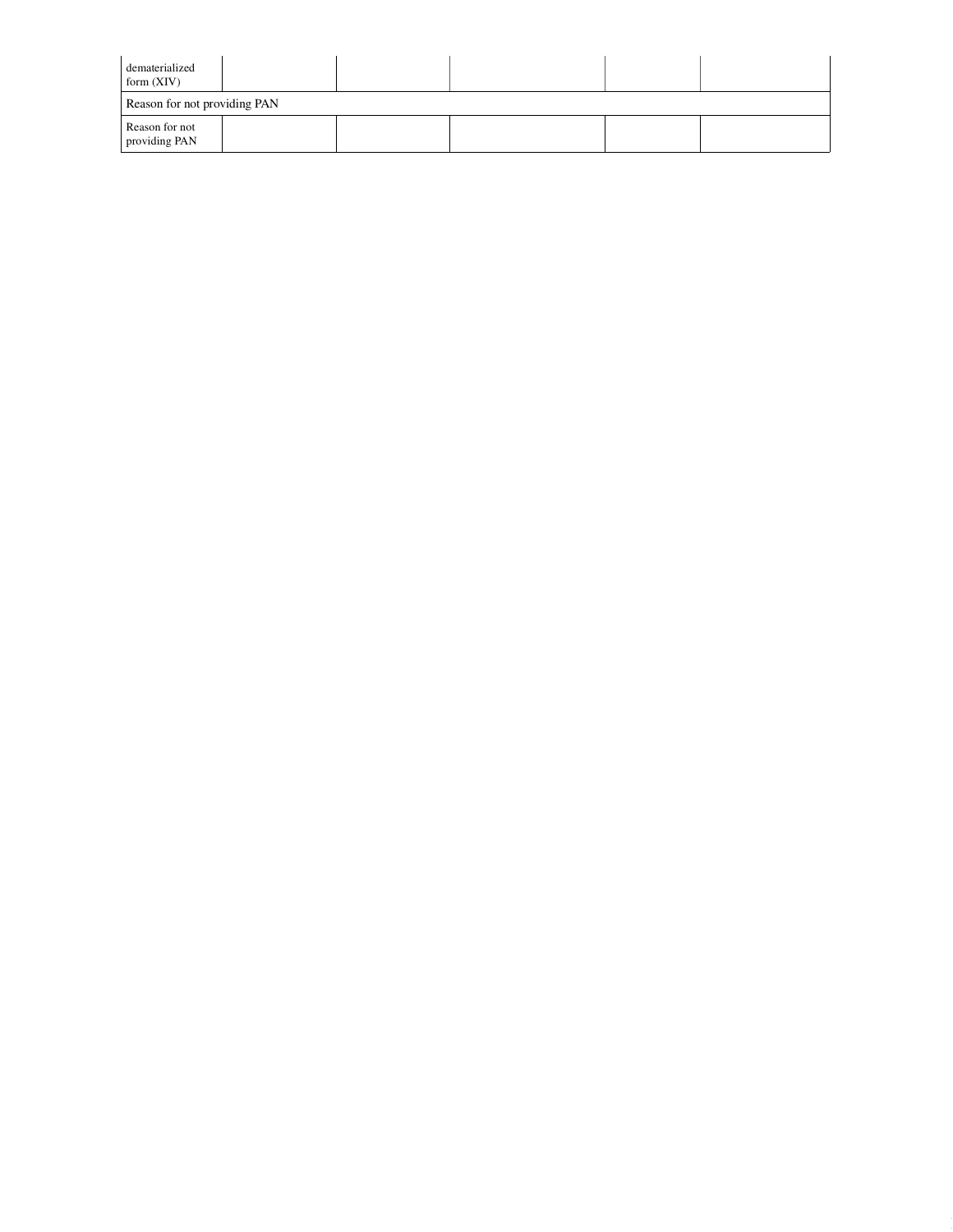| dematerialized form (XIV) | | | | | |
| --- | --- | --- | --- | --- | --- |
| Reason for not providing PAN | | | | | |
| Reason for not providing PAN | | | | | |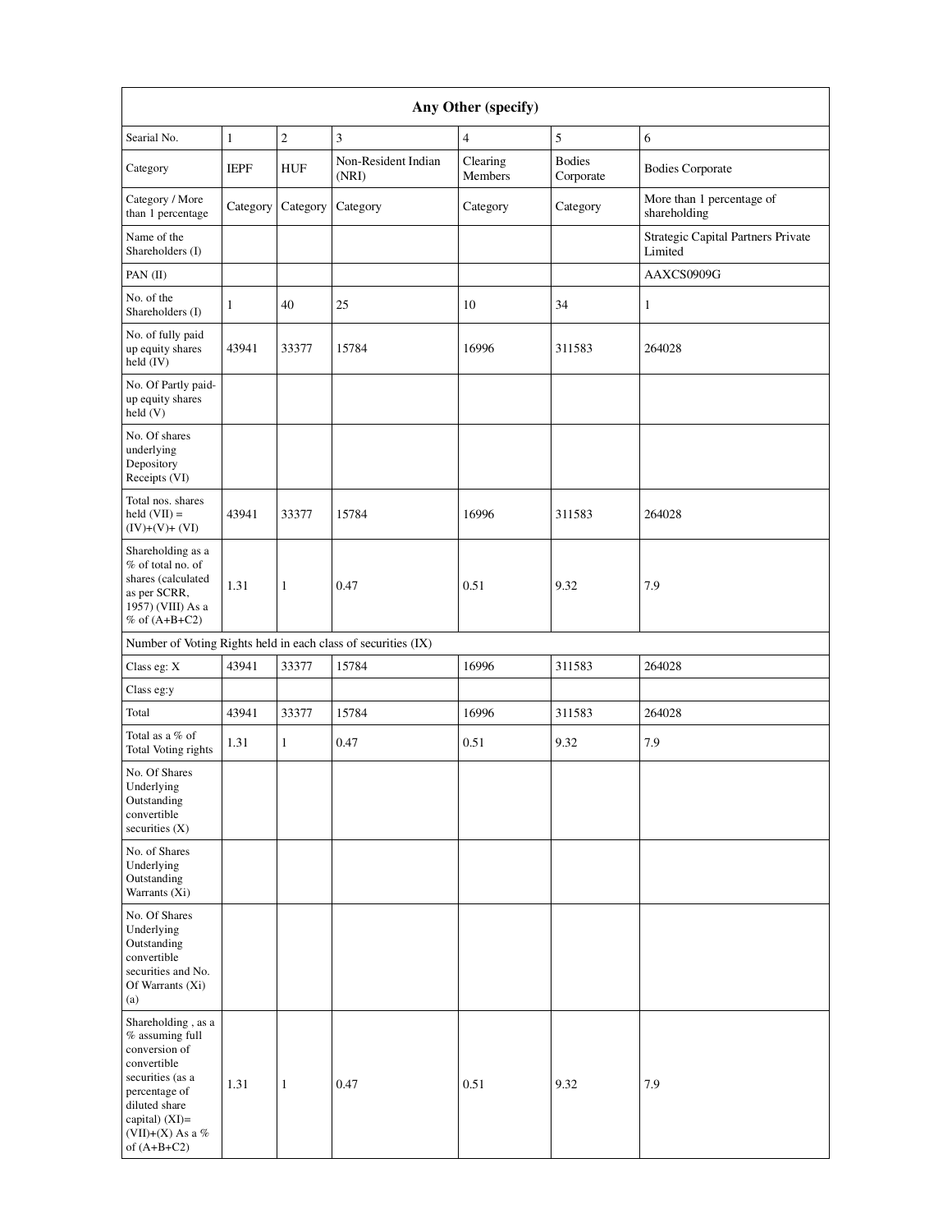| Any Other (specify) | | | | | | |
|---|---|---|---|---|---|---|
| Searial No. | 1 | 2 | 3 | 4 | 5 | 6 |
| Category | IEPF | HUF | Non-Resident Indian (NRI) | Clearing Members | Bodies Corporate | Bodies Corporate |
| Category / More than 1 percentage | Category | Category | Category | Category | Category | More than 1 percentage of shareholding |
| Name of the Shareholders (I) | | | | | | Strategic Capital Partners Private Limited |
| PAN (II) | | | | | | AAXCS0909G |
| No. of the Shareholders (I) | 1 | 40 | 25 | 10 | 34 | 1 |
| No. of fully paid up equity shares held (IV) | 43941 | 33377 | 15784 | 16996 | 311583 | 264028 |
| No. Of Partly paid-up equity shares held (V) | | | | | | |
| No. Of shares underlying Depository Receipts (VI) | | | | | | |
| Total nos. shares held (VII) = (IV)+(V)+ (VI) | 43941 | 33377 | 15784 | 16996 | 311583 | 264028 |
| Shareholding as a % of total no. of shares (calculated as per SCRR, 1957) (VIII) As a % of (A+B+C2) | 1.31 | 1 | 0.47 | 0.51 | 9.32 | 7.9 |
| Number of Voting Rights held in each class of securities (IX) | | | | | | |
| Class eg: X | 43941 | 33377 | 15784 | 16996 | 311583 | 264028 |
| Class eg:y | | | | | | |
| Total | 43941 | 33377 | 15784 | 16996 | 311583 | 264028 |
| Total as a % of Total Voting rights | 1.31 | 1 | 0.47 | 0.51 | 9.32 | 7.9 |
| No. Of Shares Underlying Outstanding convertible securities (X) | | | | | | |
| No. of Shares Underlying Outstanding Warrants (Xi) | | | | | | |
| No. Of Shares Underlying Outstanding convertible securities and No. Of Warrants (Xi) (a) | | | | | | |
| Shareholding , as a % assuming full conversion of convertible securities (as a percentage of diluted share capital) (XI)= (VII)+(X) As a % of (A+B+C2) | 1.31 | 1 | 0.47 | 0.51 | 9.32 | 7.9 |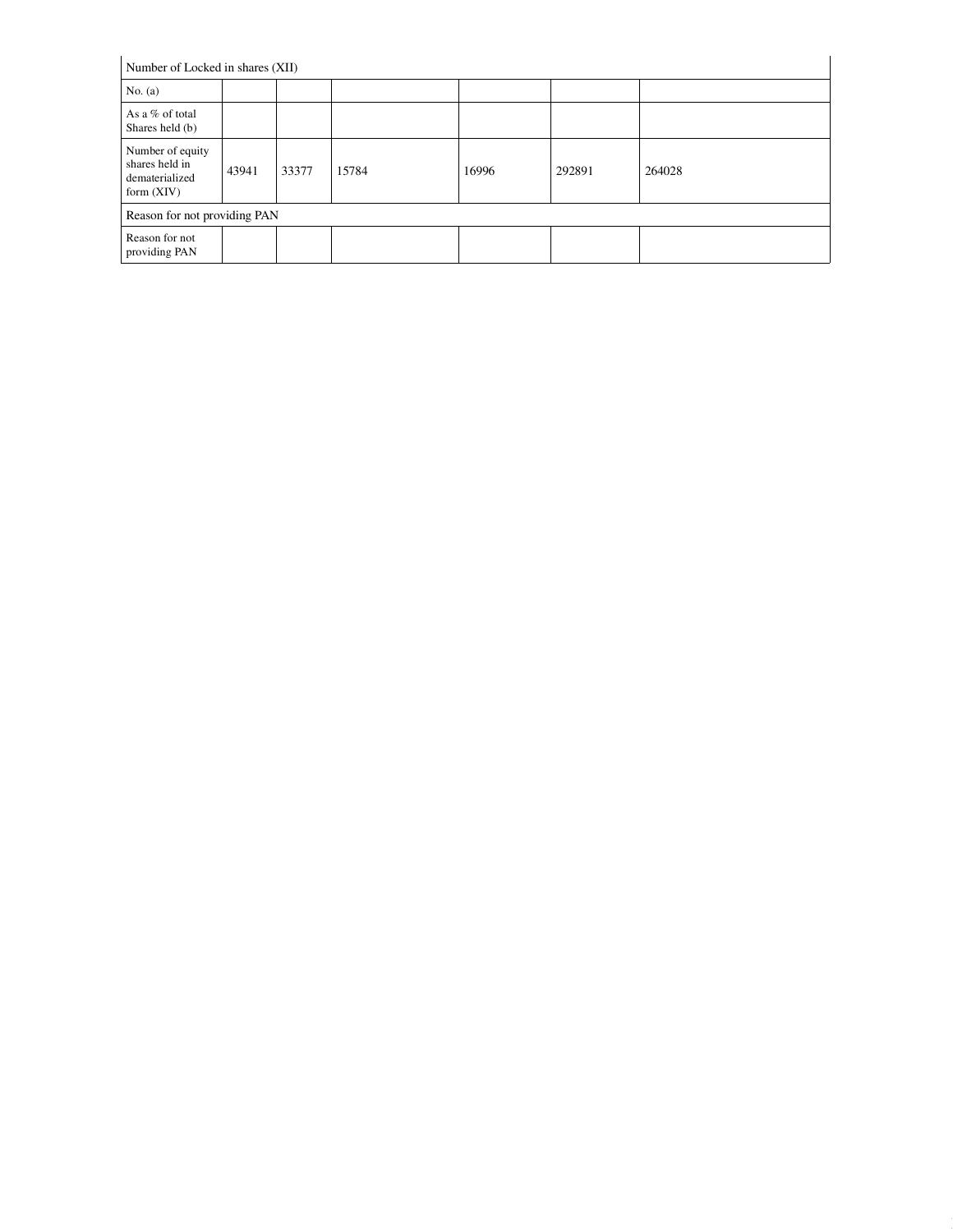| Number of Locked in shares (XII) | | | | | | |
|---|---|---|---|---|---|---|
| No. (a) | | | | | | |
| As a % of total Shares held (b) | | | | | | |
| Number of equity shares held in dematerialized form (XIV) | 43941 | 33377 | 15784 | 16996 | 292891 | 264028 |
| Reason for not providing PAN | | | | | | |
| Reason for not providing PAN | | | | | | |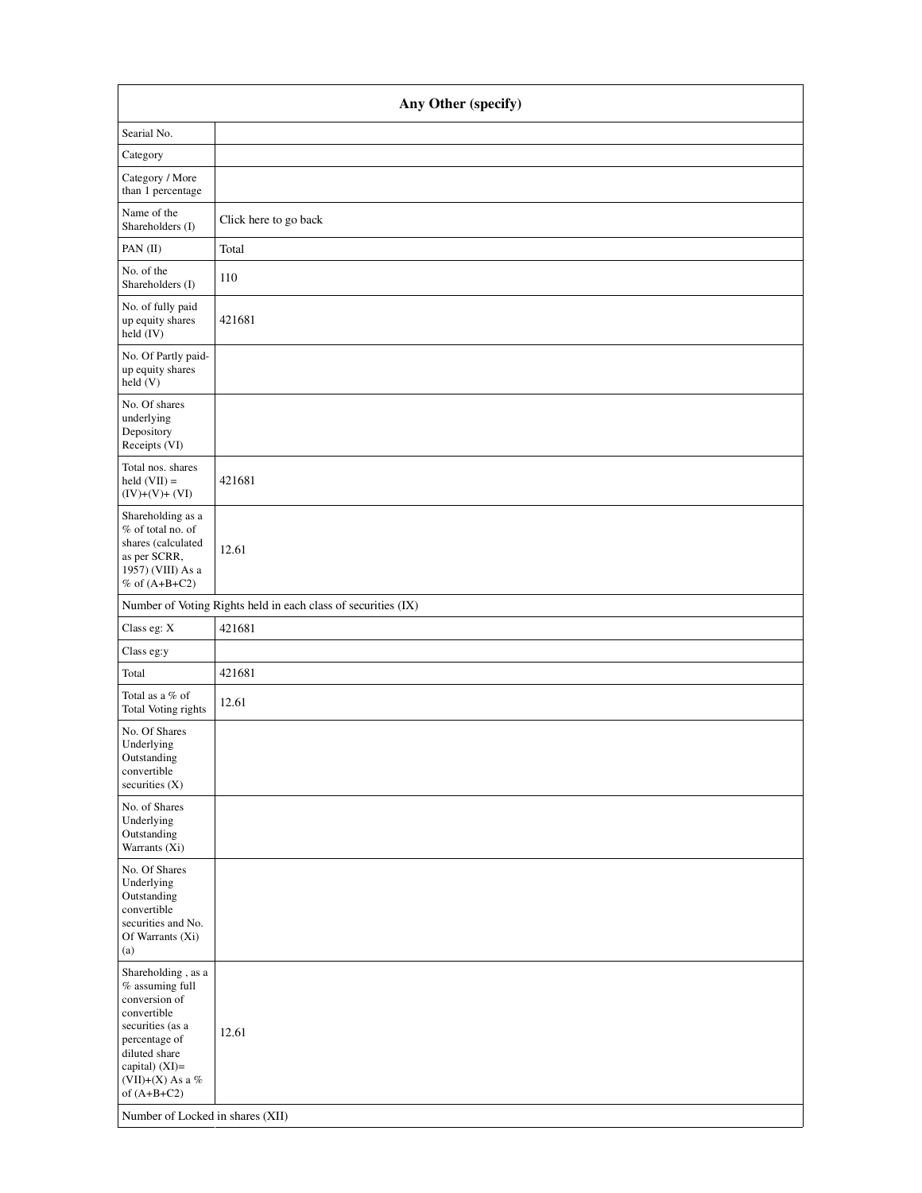| Any Other (specify) | |
|---|---|
| Searial No. | |
| Category | |
| Category / More than 1 percentage | |
| Name of the Shareholders (I) | Click here to go back |
| PAN (II) | Total |
| No. of the Shareholders (I) | 110 |
| No. of fully paid up equity shares held (IV) | 421681 |
| No. Of Partly paid-up equity shares held (V) | |
| No. Of shares underlying Depository Receipts (VI) | |
| Total nos. shares held (VII) = (IV)+(V)+ (VI) | 421681 |
| Shareholding as a % of total no. of shares (calculated as per SCRR, 1957) (VIII) As a % of (A+B+C2) | 12.61 |
| Number of Voting Rights held in each class of securities (IX) | |
| Class eg: X | 421681 |
| Class eg:y | |
| Total | 421681 |
| Total as a % of Total Voting rights | 12.61 |
| No. Of Shares Underlying Outstanding convertible securities (X) | |
| No. of Shares Underlying Outstanding Warrants (Xi) | |
| No. Of Shares Underlying Outstanding convertible securities and No. Of Warrants (Xi) (a) | |
| Shareholding , as a % assuming full conversion of convertible securities (as a percentage of diluted share capital) (XI)= (VII)+(X) As a % of (A+B+C2) | 12.61 |
| Number of Locked in shares (XII) | |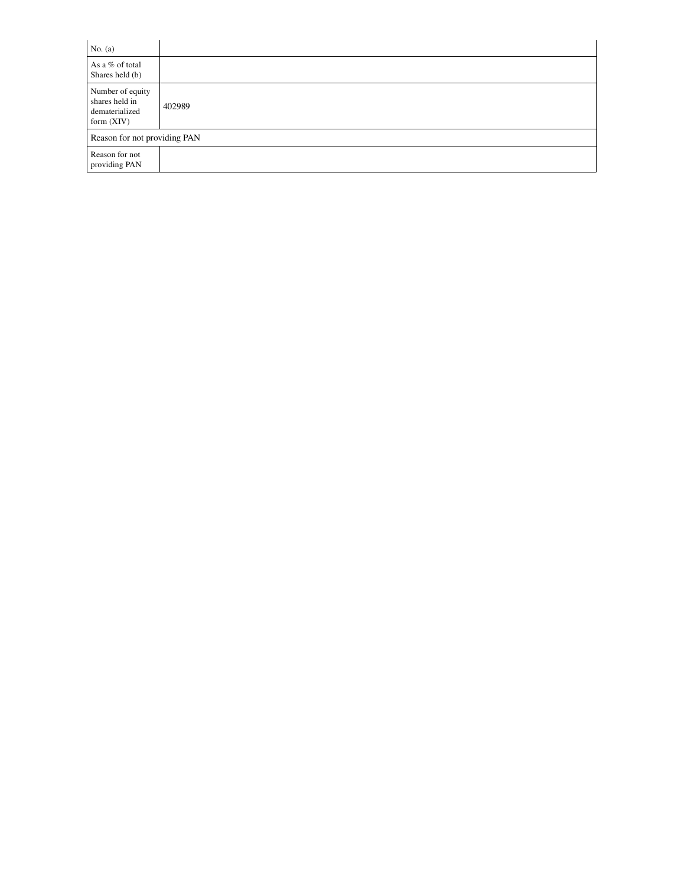| | |
|---|---|
| No. (a) | |
| As a % of total Shares held (b) | |
| Number of equity shares held in dematerialized form (XIV) | 402989 |
| Reason for not providing PAN | |
| Reason for not providing PAN | |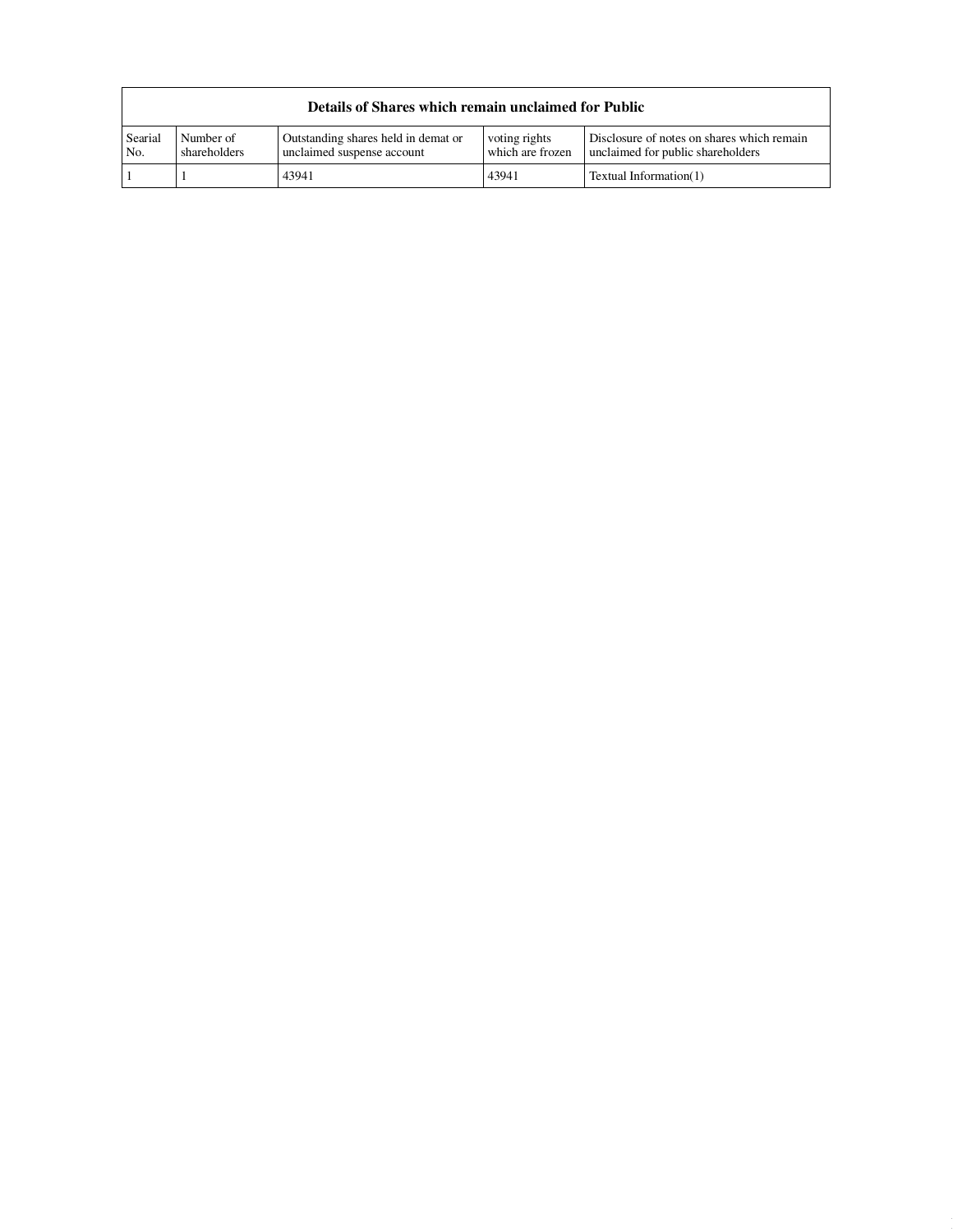| Details of Shares which remain unclaimed for Public | | | | |
|---|---|---|---|---|
| Searial No. | Number of shareholders | Outstanding shares held in demat or unclaimed suspense account | voting rights which are frozen | Disclosure of notes on shares which remain unclaimed for public shareholders |
| 1 | 1 | 43941 | 43941 | Textual Information(1) |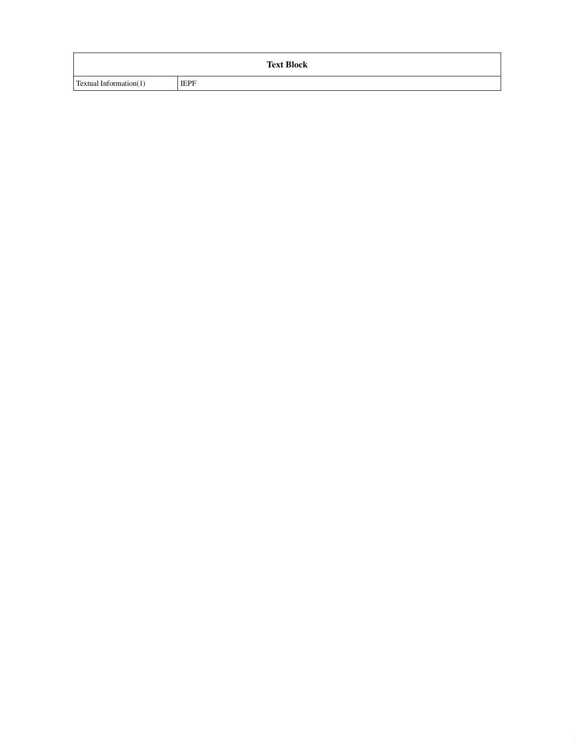| Text Block | |
| --- | --- |
| Textual Information(1) | IEPF |